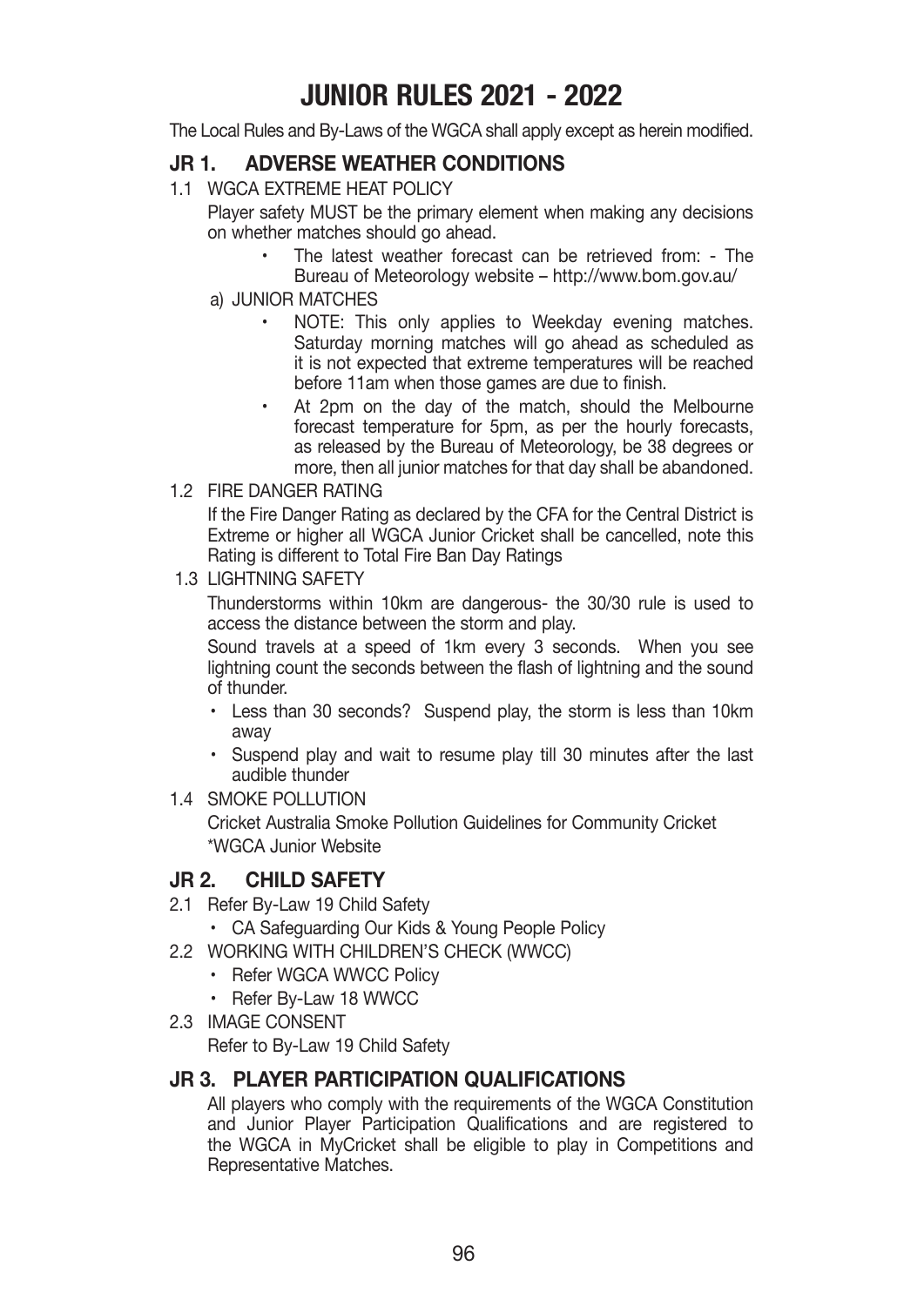# JUNIOR RULES 2021 - 2022

The Local Rules and By-Laws of the WGCA shall apply except as herein modified.

## JR 1. ADVERSE WEATHER CONDITIONS

1.1 WGCA EXTREME HEAT POLICY

Player safety MUST be the primary element when making any decisions on whether matches should go ahead.

- The latest weather forecast can be retrieved from: - The Bureau of Meteorology website – http://www.bom.gov.au/

a) JUNIOR MATCHES

- NOTE: This only applies to Weekday evening matches. Saturday morning matches will go ahead as scheduled as it is not expected that extreme temperatures will be reached before 11am when those games are due to finish.
- At 2pm on the day of the match, should the Melbourne forecast temperature for 5pm, as per the hourly forecasts, as released by the Bureau of Meteorology, be 38 degrees or more, then all junior matches for that day shall be abandoned.

1.2 FIRE DANGER RATING

If the Fire Danger Rating as declared by the CFA for the Central District is Extreme or higher all WGCA Junior Cricket shall be cancelled, note this Rating is different to Total Fire Ban Day Ratings

1.3 LIGHTNING SAFETY

Thunderstorms within 10km are dangerous- the 30/30 rule is used to access the distance between the storm and play.

Sound travels at a speed of 1km every 3 seconds. When you see lightning count the seconds between the flash of lightning and the sound of thunder.

- Less than 30 seconds? Suspend play, the storm is less than 10km away
- Suspend play and wait to resume play till 30 minutes after the last audible thunder

1.4 SMOKE POLLUTION

Cricket Australia Smoke Pollution Guidelines for Community Cricket
*WGCA Junior Website

## JR 2. CHILD SAFETY

2.1 Refer By-Law 19 Child Safety

- CA Safeguarding Our Kids & Young People Policy

2.2 WORKING WITH CHILDREN'S CHECK (WWCC)

- Refer WGCA WWCC Policy
- Refer By-Law 18 WWCC

2.3 IMAGE CONSENT

Refer to By-Law 19 Child Safety

## JR 3. PLAYER PARTICIPATION QUALIFICATIONS

All players who comply with the requirements of the WGCA Constitution and Junior Player Participation Qualifications and are registered to the WGCA in MyCricket shall be eligible to play in Competitions and Representative Matches.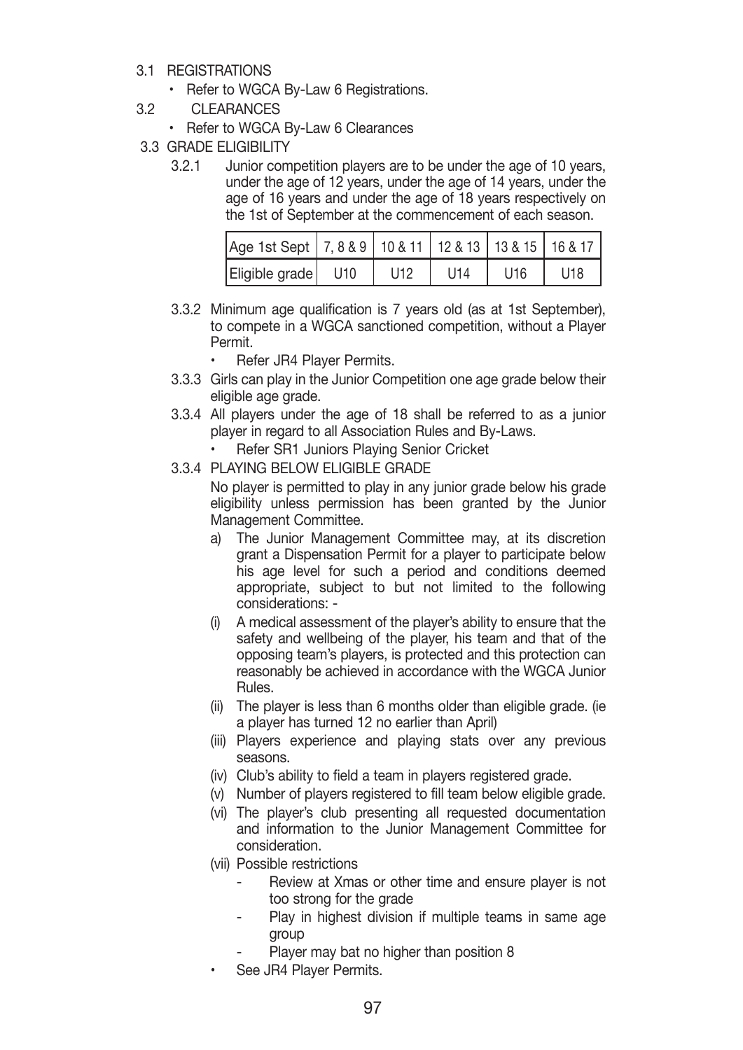3.1 REGISTRATIONS

- Refer to WGCA By-Law 6 Registrations.

3.2 CLEARANCES

- Refer to WGCA By-Law 6 Clearances

3.3 GRADE ELIGIBILITY

3.2.1 Junior competition players are to be under the age of 10 years, under the age of 12 years, under the age of 14 years, under the age of 16 years and under the age of 18 years respectively on the 1st of September at the commencement of each season.

| Age 1st Sept | 7, 8 & 9 | 10 & 11 | 12 & 13 | 13 & 15 | 16 & 17 |
|---|---|---|---|---|---|
| Eligible grade | U10 | U12 | U14 | U16 | U18 |

3.3.2 Minimum age qualification is 7 years old (as at 1st September), to compete in a WGCA sanctioned competition, without a Player Permit.

- Refer JR4 Player Permits.

3.3.3 Girls can play in the Junior Competition one age grade below their eligible age grade.

3.3.4 All players under the age of 18 shall be referred to as a junior player in regard to all Association Rules and By-Laws.

- Refer SR1 Juniors Playing Senior Cricket

3.3.4 PLAYING BELOW ELIGIBLE GRADE

No player is permitted to play in any junior grade below his grade eligibility unless permission has been granted by the Junior Management Committee.

a) The Junior Management Committee may, at its discretion grant a Dispensation Permit for a player to participate below his age level for such a period and conditions deemed appropriate, subject to but not limited to the following considerations: -

(i) A medical assessment of the player's ability to ensure that the safety and wellbeing of the player, his team and that of the opposing team's players, is protected and this protection can reasonably be achieved in accordance with the WGCA Junior Rules.

(ii) The player is less than 6 months older than eligible grade. (ie a player has turned 12 no earlier than April)

(iii) Players experience and playing stats over any previous seasons.

(iv) Club's ability to field a team in players registered grade.

(v) Number of players registered to fill team below eligible grade.

(vi) The player's club presenting all requested documentation and information to the Junior Management Committee for consideration.

(vii) Possible restrictions

- Review at Xmas or other time and ensure player is not too strong for the grade
- Play in highest division if multiple teams in same age group
- Player may bat no higher than position 8

- See JR4 Player Permits.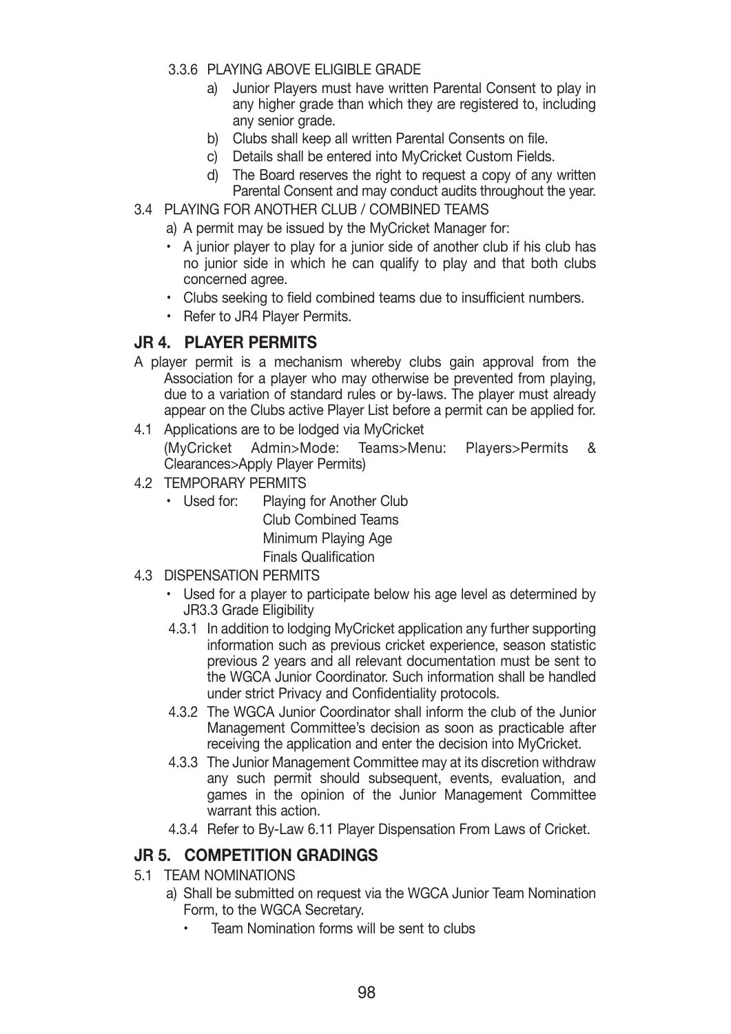3.3.6 PLAYING ABOVE ELIGIBLE GRADE

a) Junior Players must have written Parental Consent to play in any higher grade than which they are registered to, including any senior grade.

b) Clubs shall keep all written Parental Consents on file.

c) Details shall be entered into MyCricket Custom Fields.

d) The Board reserves the right to request a copy of any written Parental Consent and may conduct audits throughout the year.

3.4 PLAYING FOR ANOTHER CLUB / COMBINED TEAMS

a) A permit may be issued by the MyCricket Manager for:

- A junior player to play for a junior side of another club if his club has no junior side in which he can qualify to play and that both clubs concerned agree.
- Clubs seeking to field combined teams due to insufficient numbers.
- Refer to JR4 Player Permits.

## JR 4. PLAYER PERMITS

A player permit is a mechanism whereby clubs gain approval from the Association for a player who may otherwise be prevented from playing, due to a variation of standard rules or by-laws. The player must already appear on the Clubs active Player List before a permit can be applied for.

4.1 Applications are to be lodged via MyCricket (MyCricket Admin>Mode: Teams>Menu: Players>Permits & Clearances>Apply Player Permits)

4.2 TEMPORARY PERMITS

- Used for: Playing for Another Club
  Club Combined Teams
  Minimum Playing Age
  Finals Qualification

4.3 DISPENSATION PERMITS

- Used for a player to participate below his age level as determined by JR3.3 Grade Eligibility

4.3.1 In addition to lodging MyCricket application any further supporting information such as previous cricket experience, season statistic previous 2 years and all relevant documentation must be sent to the WGCA Junior Coordinator. Such information shall be handled under strict Privacy and Confidentiality protocols.

4.3.2 The WGCA Junior Coordinator shall inform the club of the Junior Management Committee's decision as soon as practicable after receiving the application and enter the decision into MyCricket.

4.3.3 The Junior Management Committee may at its discretion withdraw any such permit should subsequent, events, evaluation, and games in the opinion of the Junior Management Committee warrant this action.

4.3.4 Refer to By-Law 6.11 Player Dispensation From Laws of Cricket.

## JR 5. COMPETITION GRADINGS

5.1 TEAM NOMINATIONS

a) Shall be submitted on request via the WGCA Junior Team Nomination Form, to the WGCA Secretary.

- Team Nomination forms will be sent to clubs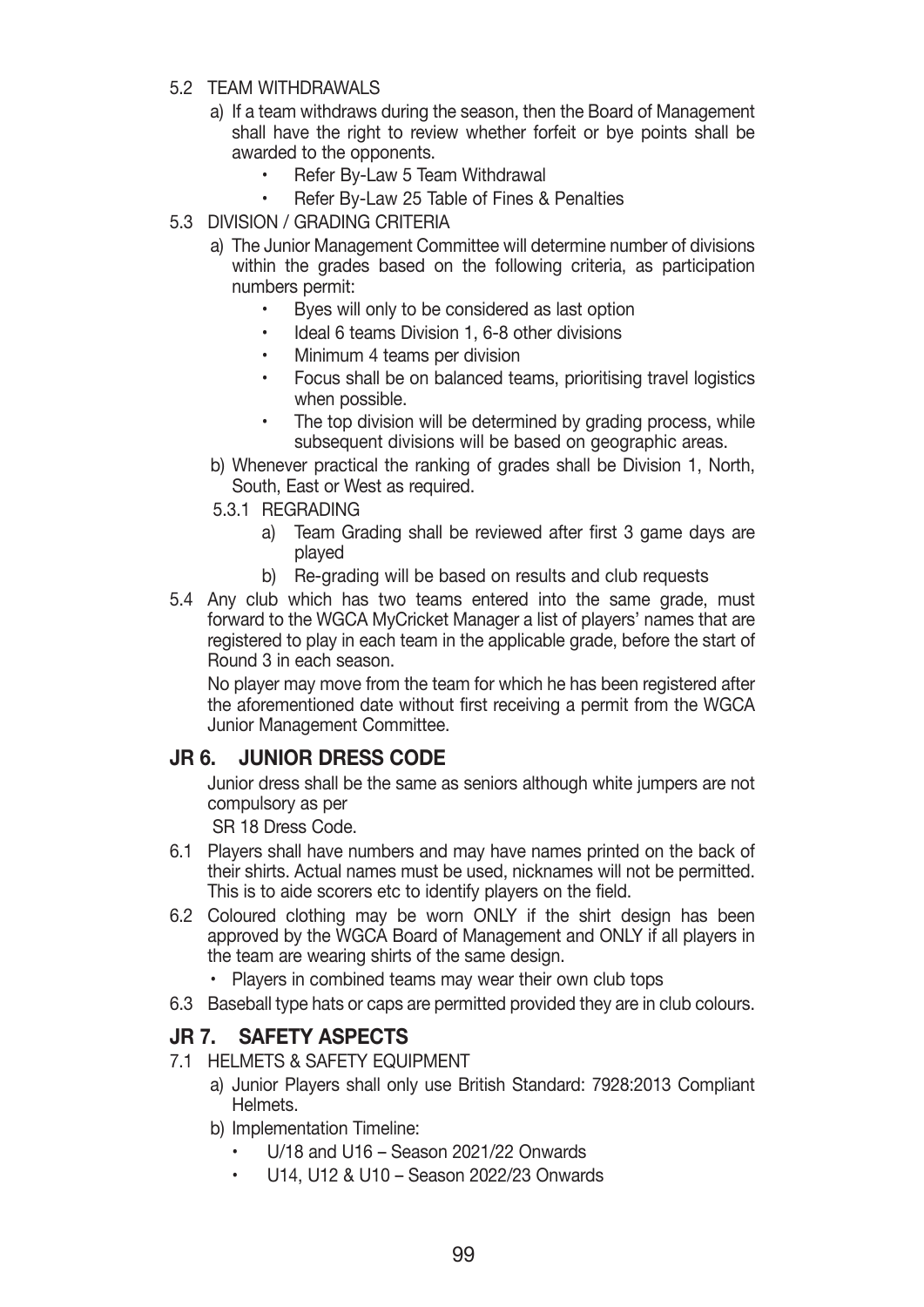5.2 TEAM WITHDRAWALS

a) If a team withdraws during the season, then the Board of Management shall have the right to review whether forfeit or bye points shall be awarded to the opponents.
   - Refer By-Law 5 Team Withdrawal
   - Refer By-Law 25 Table of Fines & Penalties

5.3 DIVISION / GRADING CRITERIA

a) The Junior Management Committee will determine number of divisions within the grades based on the following criteria, as participation numbers permit:
   - Byes will only to be considered as last option
   - Ideal 6 teams Division 1, 6-8 other divisions
   - Minimum 4 teams per division
   - Focus shall be on balanced teams, prioritising travel logistics when possible.
   - The top division will be determined by grading process, while subsequent divisions will be based on geographic areas.

b) Whenever practical the ranking of grades shall be Division 1, North, South, East or West as required.

5.3.1 REGRADING

a) Team Grading shall be reviewed after first 3 game days are played

b) Re-grading will be based on results and club requests

5.4 Any club which has two teams entered into the same grade, must forward to the WGCA MyCricket Manager a list of players' names that are registered to play in each team in the applicable grade, before the start of Round 3 in each season.

No player may move from the team for which he has been registered after the aforementioned date without first receiving a permit from the WGCA Junior Management Committee.

## JR 6. JUNIOR DRESS CODE

Junior dress shall be the same as seniors although white jumpers are not compulsory as per

SR 18 Dress Code.

6.1 Players shall have numbers and may have names printed on the back of their shirts. Actual names must be used, nicknames will not be permitted. This is to aide scorers etc to identify players on the field.

6.2 Coloured clothing may be worn ONLY if the shirt design has been approved by the WGCA Board of Management and ONLY if all players in the team are wearing shirts of the same design.
   - Players in combined teams may wear their own club tops

6.3 Baseball type hats or caps are permitted provided they are in club colours.

## JR 7. SAFETY ASPECTS

7.1 HELMETS & SAFETY EQUIPMENT

a) Junior Players shall only use British Standard: 7928:2013 Compliant Helmets.

b) Implementation Timeline:
   - U/18 and U16 – Season 2021/22 Onwards
   - U14, U12 & U10 – Season 2022/23 Onwards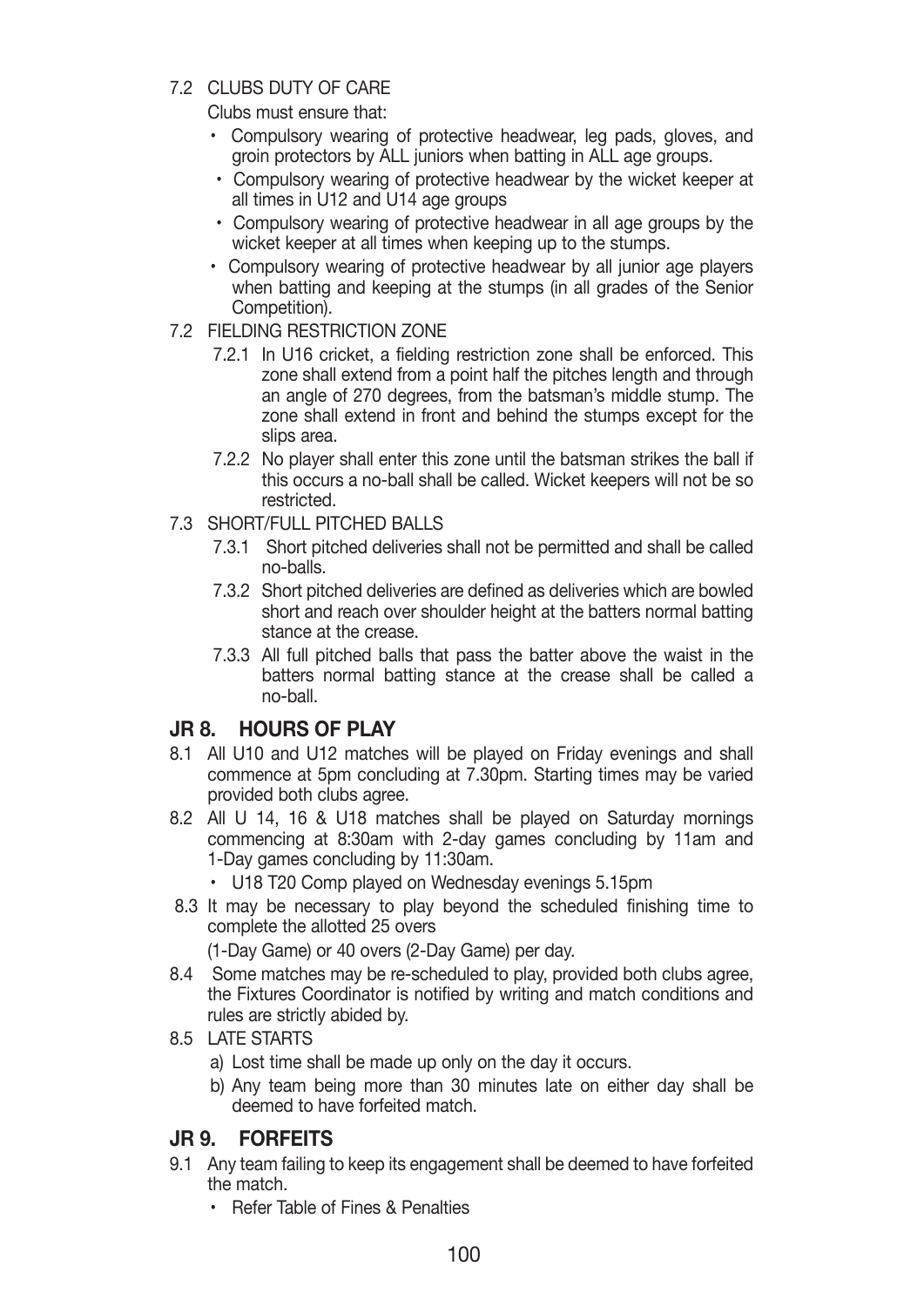7.2 CLUBS DUTY OF CARE

Clubs must ensure that:

- Compulsory wearing of protective headwear, leg pads, gloves, and groin protectors by ALL juniors when batting in ALL age groups.
- Compulsory wearing of protective headwear by the wicket keeper at all times in U12 and U14 age groups
- Compulsory wearing of protective headwear in all age groups by the wicket keeper at all times when keeping up to the stumps.
- Compulsory wearing of protective headwear by all junior age players when batting and keeping at the stumps (in all grades of the Senior Competition).

7.2 FIELDING RESTRICTION ZONE

7.2.1 In U16 cricket, a fielding restriction zone shall be enforced. This zone shall extend from a point half the pitches length and through an angle of 270 degrees, from the batsman's middle stump. The zone shall extend in front and behind the stumps except for the slips area.

7.2.2 No player shall enter this zone until the batsman strikes the ball if this occurs a no-ball shall be called. Wicket keepers will not be so restricted.

7.3 SHORT/FULL PITCHED BALLS

7.3.1 Short pitched deliveries shall not be permitted and shall be called no-balls.

7.3.2 Short pitched deliveries are defined as deliveries which are bowled short and reach over shoulder height at the batters normal batting stance at the crease.

7.3.3 All full pitched balls that pass the batter above the waist in the batters normal batting stance at the crease shall be called a no-ball.

## JR 8. HOURS OF PLAY

8.1 All U10 and U12 matches will be played on Friday evenings and shall commence at 5pm concluding at 7.30pm. Starting times may be varied provided both clubs agree.

8.2 All U 14, 16 & U18 matches shall be played on Saturday mornings commencing at 8:30am with 2-day games concluding by 11am and 1-Day games concluding by 11:30am.

- U18 T20 Comp played on Wednesday evenings 5.15pm

8.3 It may be necessary to play beyond the scheduled finishing time to complete the allotted 25 overs

(1-Day Game) or 40 overs (2-Day Game) per day.

8.4 Some matches may be re-scheduled to play, provided both clubs agree, the Fixtures Coordinator is notified by writing and match conditions and rules are strictly abided by.

8.5 LATE STARTS

a) Lost time shall be made up only on the day it occurs.

b) Any team being more than 30 minutes late on either day shall be deemed to have forfeited match.

## JR 9. FORFEITS

9.1 Any team failing to keep its engagement shall be deemed to have forfeited the match.

- Refer Table of Fines & Penalties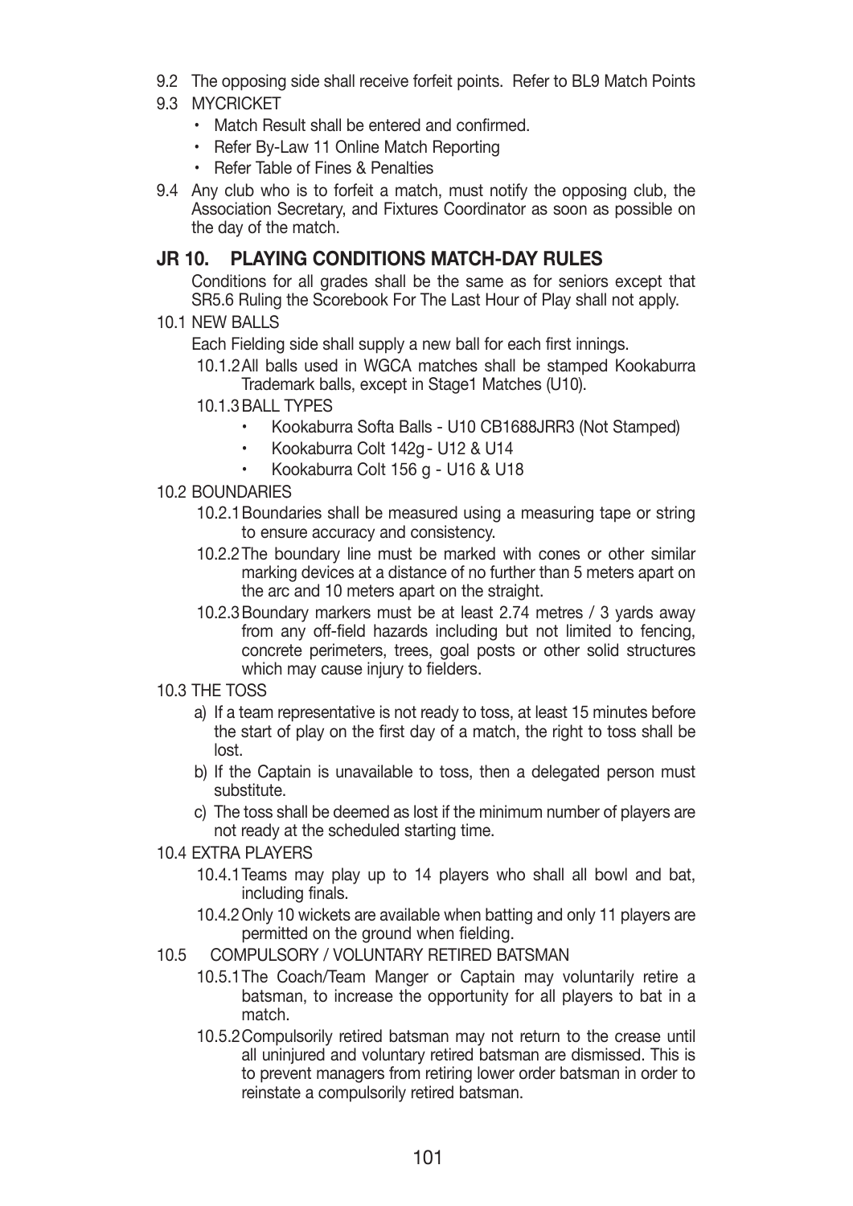9.2 The opposing side shall receive forfeit points. Refer to BL9 Match Points

9.3 MYCRICKET

- Match Result shall be entered and confirmed.
- Refer By-Law 11 Online Match Reporting
- Refer Table of Fines & Penalties

9.4 Any club who is to forfeit a match, must notify the opposing club, the Association Secretary, and Fixtures Coordinator as soon as possible on the day of the match.

## JR 10. PLAYING CONDITIONS MATCH-DAY RULES

Conditions for all grades shall be the same as for seniors except that SR5.6 Ruling the Scorebook For The Last Hour of Play shall not apply.

10.1 NEW BALLS

Each Fielding side shall supply a new ball for each first innings.

10.1.2 All balls used in WGCA matches shall be stamped Kookaburra Trademark balls, except in Stage1 Matches (U10).

10.1.3 BALL TYPES

- Kookaburra Softa Balls - U10 CB1688JRR3 (Not Stamped)
- Kookaburra Colt 142g - U12 & U14
- Kookaburra Colt 156 g - U16 & U18

10.2 BOUNDARIES

10.2.1 Boundaries shall be measured using a measuring tape or string to ensure accuracy and consistency.

10.2.2 The boundary line must be marked with cones or other similar marking devices at a distance of no further than 5 meters apart on the arc and 10 meters apart on the straight.

10.2.3 Boundary markers must be at least 2.74 metres / 3 yards away from any off-field hazards including but not limited to fencing, concrete perimeters, trees, goal posts or other solid structures which may cause injury to fielders.

10.3 THE TOSS

a) If a team representative is not ready to toss, at least 15 minutes before the start of play on the first day of a match, the right to toss shall be lost.

b) If the Captain is unavailable to toss, then a delegated person must substitute.

c) The toss shall be deemed as lost if the minimum number of players are not ready at the scheduled starting time.

10.4 EXTRA PLAYERS

10.4.1 Teams may play up to 14 players who shall all bowl and bat, including finals.

10.4.2 Only 10 wickets are available when batting and only 11 players are permitted on the ground when fielding.

10.5 COMPULSORY / VOLUNTARY RETIRED BATSMAN

10.5.1 The Coach/Team Manger or Captain may voluntarily retire a batsman, to increase the opportunity for all players to bat in a match.

10.5.2 Compulsorily retired batsman may not return to the crease until all uninjured and voluntary retired batsman are dismissed. This is to prevent managers from retiring lower order batsman in order to reinstate a compulsorily retired batsman.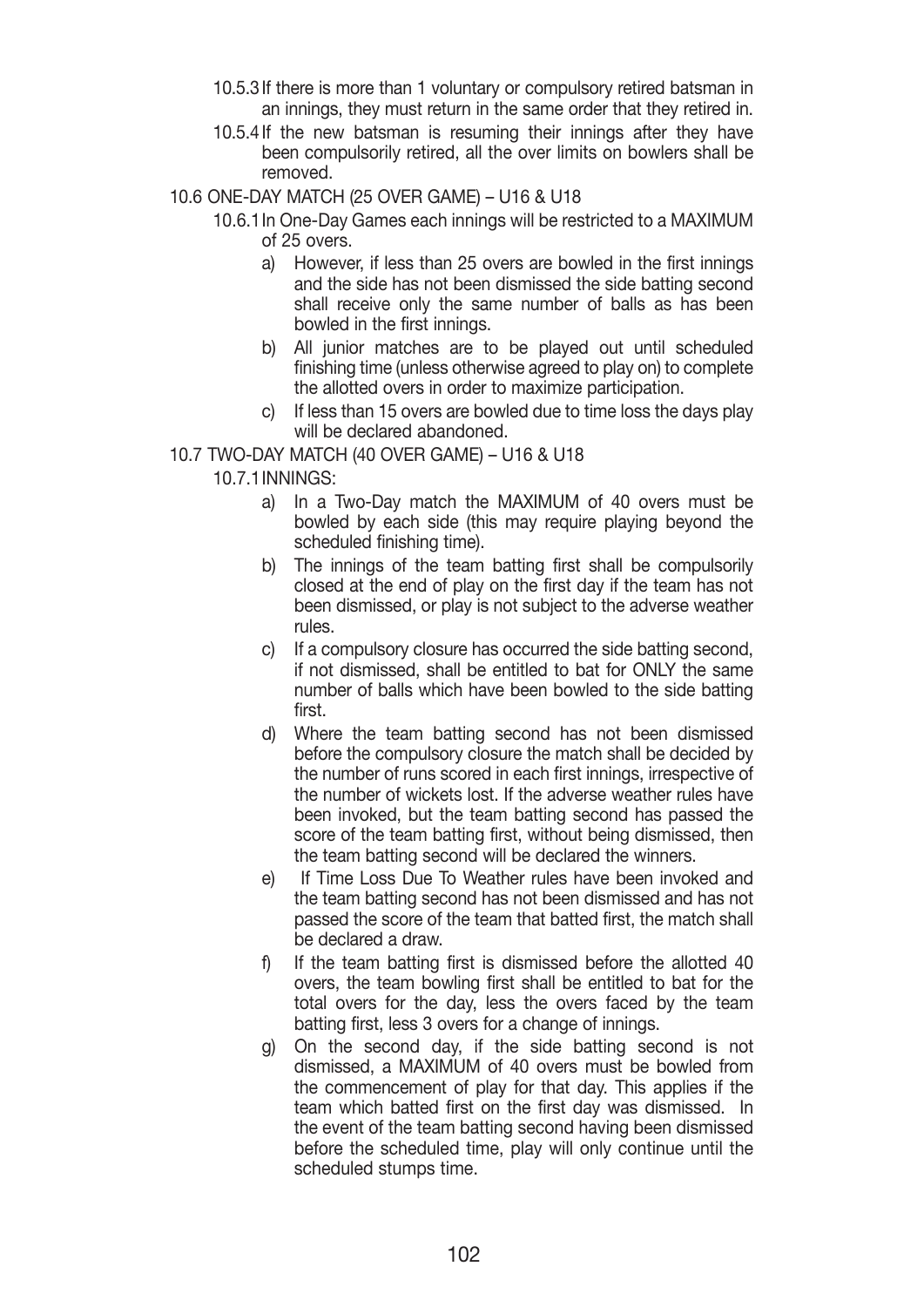10.5.3 If there is more than 1 voluntary or compulsory retired batsman in an innings, they must return in the same order that they retired in.

10.5.4 If the new batsman is resuming their innings after they have been compulsorily retired, all the over limits on bowlers shall be removed.

## 10.6 ONE-DAY MATCH (25 OVER GAME) – U16 & U18

10.6.1 In One-Day Games each innings will be restricted to a MAXIMUM of 25 overs.

a) However, if less than 25 overs are bowled in the first innings and the side has not been dismissed the side batting second shall receive only the same number of balls as has been bowled in the first innings.

b) All junior matches are to be played out until scheduled finishing time (unless otherwise agreed to play on) to complete the allotted overs in order to maximize participation.

c) If less than 15 overs are bowled due to time loss the days play will be declared abandoned.

## 10.7 TWO-DAY MATCH (40 OVER GAME) – U16 & U18

10.7.1 INNINGS:

a) In a Two-Day match the MAXIMUM of 40 overs must be bowled by each side (this may require playing beyond the scheduled finishing time).

b) The innings of the team batting first shall be compulsorily closed at the end of play on the first day if the team has not been dismissed, or play is not subject to the adverse weather rules.

c) If a compulsory closure has occurred the side batting second, if not dismissed, shall be entitled to bat for ONLY the same number of balls which have been bowled to the side batting first.

d) Where the team batting second has not been dismissed before the compulsory closure the match shall be decided by the number of runs scored in each first innings, irrespective of the number of wickets lost. If the adverse weather rules have been invoked, but the team batting second has passed the score of the team batting first, without being dismissed, then the team batting second will be declared the winners.

e) If Time Loss Due To Weather rules have been invoked and the team batting second has not been dismissed and has not passed the score of the team that batted first, the match shall be declared a draw.

f) If the team batting first is dismissed before the allotted 40 overs, the team bowling first shall be entitled to bat for the total overs for the day, less the overs faced by the team batting first, less 3 overs for a change of innings.

g) On the second day, if the side batting second is not dismissed, a MAXIMUM of 40 overs must be bowled from the commencement of play for that day. This applies if the team which batted first on the first day was dismissed. In the event of the team batting second having been dismissed before the scheduled time, play will only continue until the scheduled stumps time.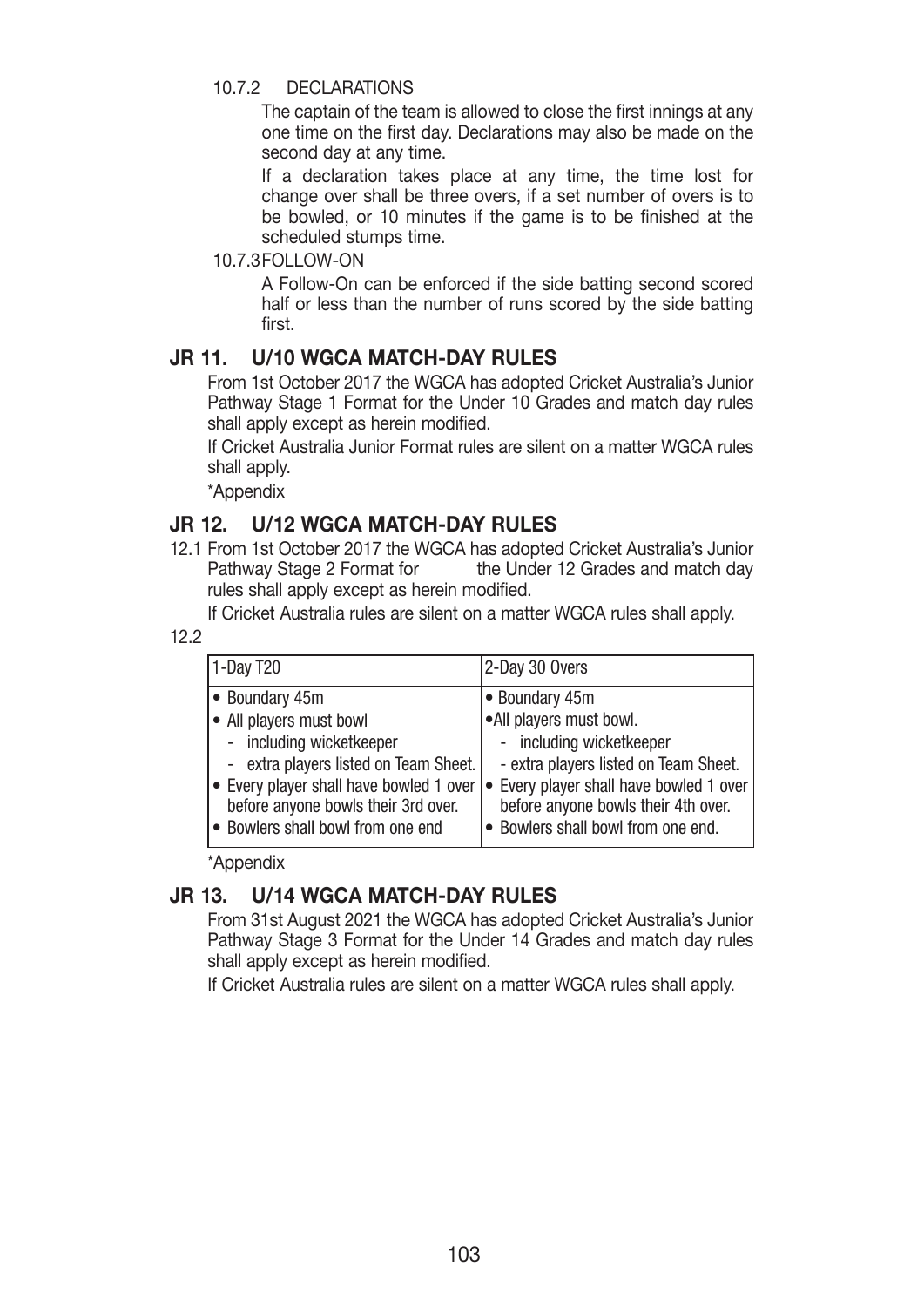10.7.2 DECLARATIONS

The captain of the team is allowed to close the first innings at any one time on the first day. Declarations may also be made on the second day at any time.

If a declaration takes place at any time, the time lost for change over shall be three overs, if a set number of overs is to be bowled, or 10 minutes if the game is to be finished at the scheduled stumps time.

10.7.3 FOLLOW-ON

A Follow-On can be enforced if the side batting second scored half or less than the number of runs scored by the side batting first.

## JR 11. U/10 WGCA MATCH-DAY RULES

From 1st October 2017 the WGCA has adopted Cricket Australia's Junior Pathway Stage 1 Format for the Under 10 Grades and match day rules shall apply except as herein modified.

If Cricket Australia Junior Format rules are silent on a matter WGCA rules shall apply.

*Appendix

## JR 12. U/12 WGCA MATCH-DAY RULES

12.1 From 1st October 2017 the WGCA has adopted Cricket Australia's Junior Pathway Stage 2 Format for the Under 12 Grades and match day rules shall apply except as herein modified.

If Cricket Australia rules are silent on a matter WGCA rules shall apply.

12.2

| 1-Day T20 | 2-Day 30 Overs |
|---|---|
| • Boundary 45m<br>• All players must bowl<br>- including wicketkeeper<br>- extra players listed on Team Sheet.<br>• Every player shall have bowled 1 over before anyone bowls their 3rd over.<br>• Bowlers shall bowl from one end | • Boundary 45m<br>•All players must bowl.<br>- including wicketkeeper<br>- extra players listed on Team Sheet.<br>• Every player shall have bowled 1 over before anyone bowls their 4th over.<br>• Bowlers shall bowl from one end. |

*Appendix

## JR 13. U/14 WGCA MATCH-DAY RULES

From 31st August 2021 the WGCA has adopted Cricket Australia's Junior Pathway Stage 3 Format for the Under 14 Grades and match day rules shall apply except as herein modified.

If Cricket Australia rules are silent on a matter WGCA rules shall apply.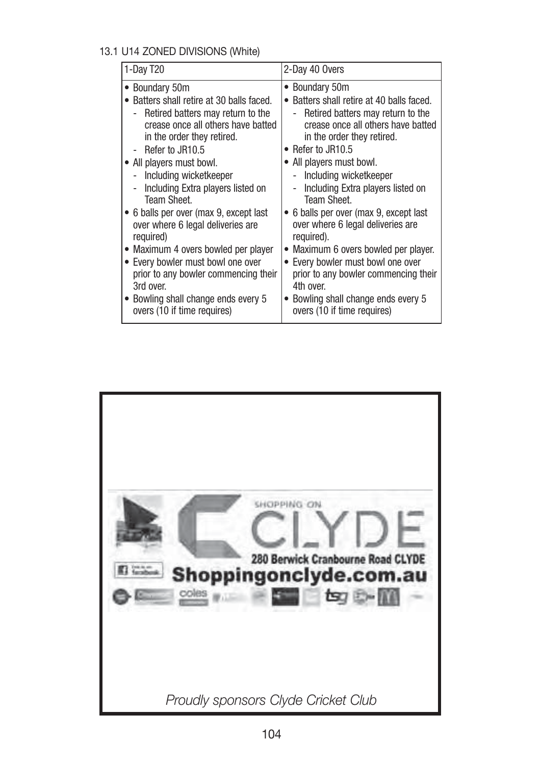13.1 U14 ZONED DIVISIONS (White)

| 1-Day T20 | 2-Day 40 Overs |
| --- | --- |
| • Boundary 50m<br>• Batters shall retire at 30 balls faced.<br>  - Retired batters may return to the crease once all others have batted in the order they retired.<br>  - Refer to JR10.5<br>• All players must bowl.<br>  - Including wicketkeeper<br>  - Including Extra players listed on Team Sheet.<br>• 6 balls per over (max 9, except last over where 6 legal deliveries are required)<br>• Maximum 4 overs bowled per player<br>• Every bowler must bowl one over prior to any bowler commencing their 3rd over.<br>• Bowling shall change ends every 5 overs (10 if time requires) | • Boundary 50m<br>• Batters shall retire at 40 balls faced.<br>  - Retired batters may return to the crease once all others have batted in the order they retired.<br>• Refer to JR10.5<br>• All players must bowl.<br>  - Including wicketkeeper<br>  - Including Extra players listed on Team Sheet.<br>• 6 balls per over (max 9, except last over where 6 legal deliveries are required).<br>• Maximum 6 overs bowled per player.<br>• Every bowler must bowl one over prior to any bowler commencing their 4th over.<br>• Bowling shall change ends every 5 overs (10 if time requires) |

SHOPPING ON CLYDE

280 Berwick Cranbourne Road CLYDE

Shoppingonclyde.com.au

*Proudly sponsors Clyde Cricket Club*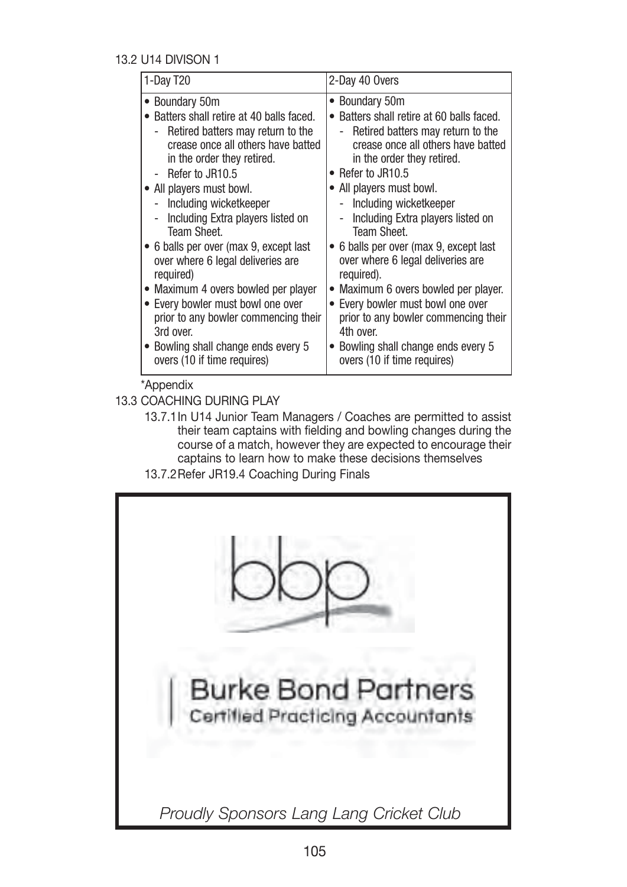## 13.2 U14 DIVISON 1

| 1-Day T20 | 2-Day 40 Overs |
|---|---|
| • Boundary 50m<br>• Batters shall retire at 40 balls faced.<br>  - Retired batters may return to the crease once all others have batted in the order they retired.<br>  - Refer to JR10.5<br>• All players must bowl.<br>  - Including wicketkeeper<br>  - Including Extra players listed on Team Sheet.<br>• 6 balls per over (max 9, except last over where 6 legal deliveries are required)<br>• Maximum 4 overs bowled per player<br>• Every bowler must bowl one over prior to any bowler commencing their 3rd over.<br>• Bowling shall change ends every 5 overs (10 if time requires) | • Boundary 50m<br>• Batters shall retire at 60 balls faced.<br>  - Retired batters may return to the crease once all others have batted in the order they retired.<br>• Refer to JR10.5<br>• All players must bowl.<br>  - Including wicketkeeper<br>  - Including Extra players listed on Team Sheet.<br>• 6 balls per over (max 9, except last over where 6 legal deliveries are required).<br>• Maximum 6 overs bowled per player.<br>• Every bowler must bowl one over prior to any bowler commencing their 4th over.<br>• Bowling shall change ends every 5 overs (10 if time requires) |

*Appendix

## 13.3 COACHING DURING PLAY

13.7.1 In U14 Junior Team Managers / Coaches are permitted to assist their team captains with fielding and bowling changes during the course of a match, however they are expected to encourage their captains to learn how to make these decisions themselves

13.7.2 Refer JR19.4 Coaching During Finals

bbp

Burke Bond Partners
Certified Practicing Accountants

*Proudly Sponsors Lang Lang Cricket Club*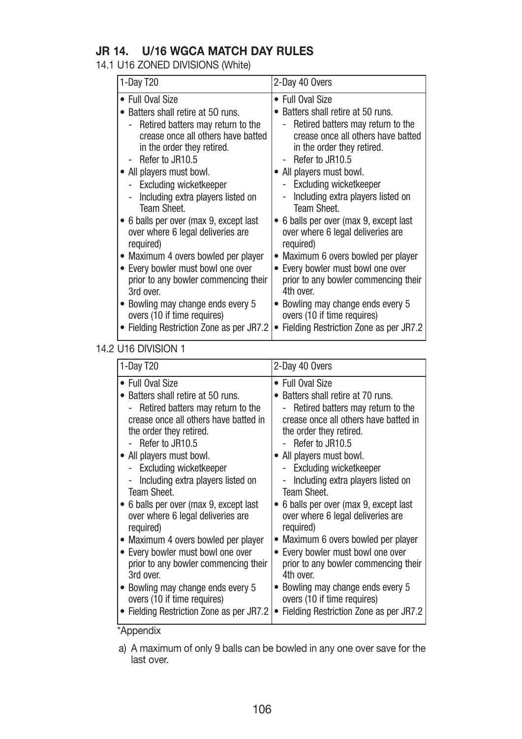## JR 14. U/16 WGCA MATCH DAY RULES

14.1 U16 ZONED DIVISIONS (White)

| 1-Day T20 | 2-Day 40 Overs |
|---|---|
| • Full Oval Size<br>• Batters shall retire at 50 runs.<br>  - Retired batters may return to the crease once all others have batted in the order they retired.<br>  - Refer to JR10.5<br>• All players must bowl.<br>  - Excluding wicketkeeper<br>  - Including extra players listed on Team Sheet.<br>• 6 balls per over (max 9, except last over where 6 legal deliveries are required)<br>• Maximum 4 overs bowled per player<br>• Every bowler must bowl one over prior to any bowler commencing their 3rd over.<br>• Bowling may change ends every 5 overs (10 if time requires)<br>• Fielding Restriction Zone as per JR7.2 | • Full Oval Size<br>• Batters shall retire at 50 runs.<br>  - Retired batters may return to the crease once all others have batted in the order they retired.<br>  - Refer to JR10.5<br>• All players must bowl.<br>  - Excluding wicketkeeper<br>  - Including extra players listed on Team Sheet.<br>• 6 balls per over (max 9, except last over where 6 legal deliveries are required)<br>• Maximum 6 overs bowled per player<br>• Every bowler must bowl one over prior to any bowler commencing their 4th over.<br>• Bowling may change ends every 5 overs (10 if time requires)<br>• Fielding Restriction Zone as per JR7.2 |

14.2 U16 DIVISION 1

| 1-Day T20 | 2-Day 40 Overs |
|---|---|
| • Full Oval Size<br>• Batters shall retire at 50 runs.<br>  - Retired batters may return to the crease once all others have batted in the order they retired.<br>  - Refer to JR10.5<br>• All players must bowl.<br>  - Excluding wicketkeeper<br>  - Including extra players listed on Team Sheet.<br>• 6 balls per over (max 9, except last over where 6 legal deliveries are required)<br>• Maximum 4 overs bowled per player<br>• Every bowler must bowl one over prior to any bowler commencing their 3rd over.<br>• Bowling may change ends every 5 overs (10 if time requires)<br>• Fielding Restriction Zone as per JR7.2 | • Full Oval Size<br>• Batters shall retire at 70 runs.<br>  - Retired batters may return to the crease once all others have batted in the order they retired.<br>  - Refer to JR10.5<br>• All players must bowl.<br>  - Excluding wicketkeeper<br>  - Including extra players listed on Team Sheet.<br>• 6 balls per over (max 9, except last over where 6 legal deliveries are required)<br>• Maximum 6 overs bowled per player<br>• Every bowler must bowl one over prior to any bowler commencing their 4th over.<br>• Bowling may change ends every 5 overs (10 if time requires)<br>• Fielding Restriction Zone as per JR7.2 |

*Appendix

a) A maximum of only 9 balls can be bowled in any one over save for the last over.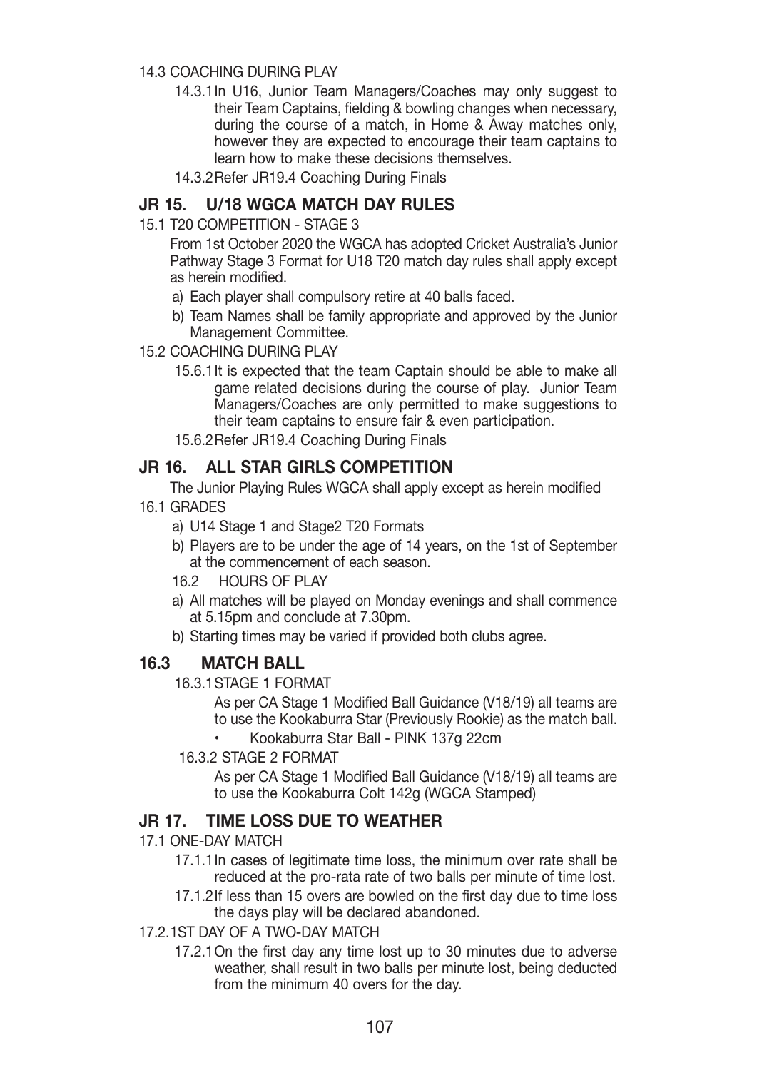14.3 COACHING DURING PLAY

14.3.1 In U16, Junior Team Managers/Coaches may only suggest to their Team Captains, fielding & bowling changes when necessary, during the course of a match, in Home & Away matches only, however they are expected to encourage their team captains to learn how to make these decisions themselves.

14.3.2 Refer JR19.4 Coaching During Finals

## JR 15. U/18 WGCA MATCH DAY RULES

15.1 T20 COMPETITION - STAGE 3

From 1st October 2020 the WGCA has adopted Cricket Australia's Junior Pathway Stage 3 Format for U18 T20 match day rules shall apply except as herein modified.

a) Each player shall compulsory retire at 40 balls faced.

b) Team Names shall be family appropriate and approved by the Junior Management Committee.

15.2 COACHING DURING PLAY

15.6.1 It is expected that the team Captain should be able to make all game related decisions during the course of play. Junior Team Managers/Coaches are only permitted to make suggestions to their team captains to ensure fair & even participation.

15.6.2 Refer JR19.4 Coaching During Finals

## JR 16. ALL STAR GIRLS COMPETITION

The Junior Playing Rules WGCA shall apply except as herein modified

16.1 GRADES

a) U14 Stage 1 and Stage2 T20 Formats

b) Players are to be under the age of 14 years, on the 1st of September at the commencement of each season.

16.2 HOURS OF PLAY

a) All matches will be played on Monday evenings and shall commence at 5.15pm and conclude at 7.30pm.

b) Starting times may be varied if provided both clubs agree.

## 16.3 MATCH BALL

16.3.1 STAGE 1 FORMAT

As per CA Stage 1 Modified Ball Guidance (V18/19) all teams are to use the Kookaburra Star (Previously Rookie) as the match ball.

- Kookaburra Star Ball - PINK 137g 22cm

16.3.2 STAGE 2 FORMAT

As per CA Stage 1 Modified Ball Guidance (V18/19) all teams are to use the Kookaburra Colt 142g (WGCA Stamped)

## JR 17. TIME LOSS DUE TO WEATHER

17.1 ONE-DAY MATCH

17.1.1 In cases of legitimate time loss, the minimum over rate shall be reduced at the pro-rata rate of two balls per minute of time lost.

17.1.2 If less than 15 overs are bowled on the first day due to time loss the days play will be declared abandoned.

17.2.1ST DAY OF A TWO-DAY MATCH

17.2.1 On the first day any time lost up to 30 minutes due to adverse weather, shall result in two balls per minute lost, being deducted from the minimum 40 overs for the day.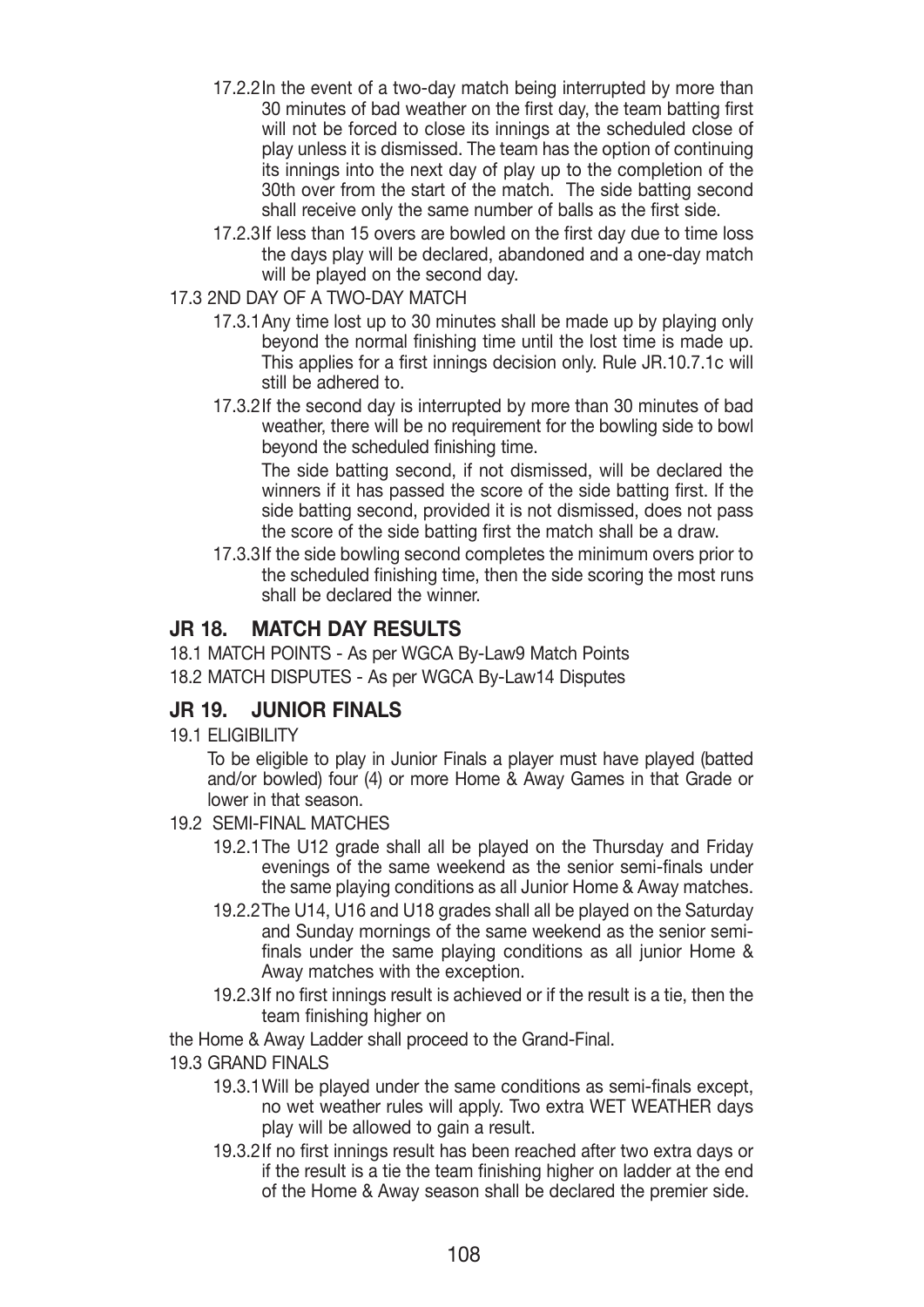17.2.2 In the event of a two-day match being interrupted by more than 30 minutes of bad weather on the first day, the team batting first will not be forced to close its innings at the scheduled close of play unless it is dismissed. The team has the option of continuing its innings into the next day of play up to the completion of the 30th over from the start of the match. The side batting second shall receive only the same number of balls as the first side.

17.2.3 If less than 15 overs are bowled on the first day due to time loss the days play will be declared, abandoned and a one-day match will be played on the second day.

17.3 2ND DAY OF A TWO-DAY MATCH

17.3.1 Any time lost up to 30 minutes shall be made up by playing only beyond the normal finishing time until the lost time is made up. This applies for a first innings decision only. Rule JR.10.7.1c will still be adhered to.

17.3.2 If the second day is interrupted by more than 30 minutes of bad weather, there will be no requirement for the bowling side to bowl beyond the scheduled finishing time.

The side batting second, if not dismissed, will be declared the winners if it has passed the score of the side batting first. If the side batting second, provided it is not dismissed, does not pass the score of the side batting first the match shall be a draw.

17.3.3 If the side bowling second completes the minimum overs prior to the scheduled finishing time, then the side scoring the most runs shall be declared the winner.

## JR 18. MATCH DAY RESULTS

18.1 MATCH POINTS - As per WGCA By-Law9 Match Points

18.2 MATCH DISPUTES - As per WGCA By-Law14 Disputes

## JR 19. JUNIOR FINALS

19.1 ELIGIBILITY

To be eligible to play in Junior Finals a player must have played (batted and/or bowled) four (4) or more Home & Away Games in that Grade or lower in that season.

19.2 SEMI-FINAL MATCHES

19.2.1 The U12 grade shall all be played on the Thursday and Friday evenings of the same weekend as the senior semi-finals under the same playing conditions as all Junior Home & Away matches.

19.2.2 The U14, U16 and U18 grades shall all be played on the Saturday and Sunday mornings of the same weekend as the senior semi-finals under the same playing conditions as all junior Home & Away matches with the exception.

19.2.3 If no first innings result is achieved or if the result is a tie, then the team finishing higher on

the Home & Away Ladder shall proceed to the Grand-Final.

19.3 GRAND FINALS

19.3.1 Will be played under the same conditions as semi-finals except, no wet weather rules will apply. Two extra WET WEATHER days play will be allowed to gain a result.

19.3.2 If no first innings result has been reached after two extra days or if the result is a tie the team finishing higher on ladder at the end of the Home & Away season shall be declared the premier side.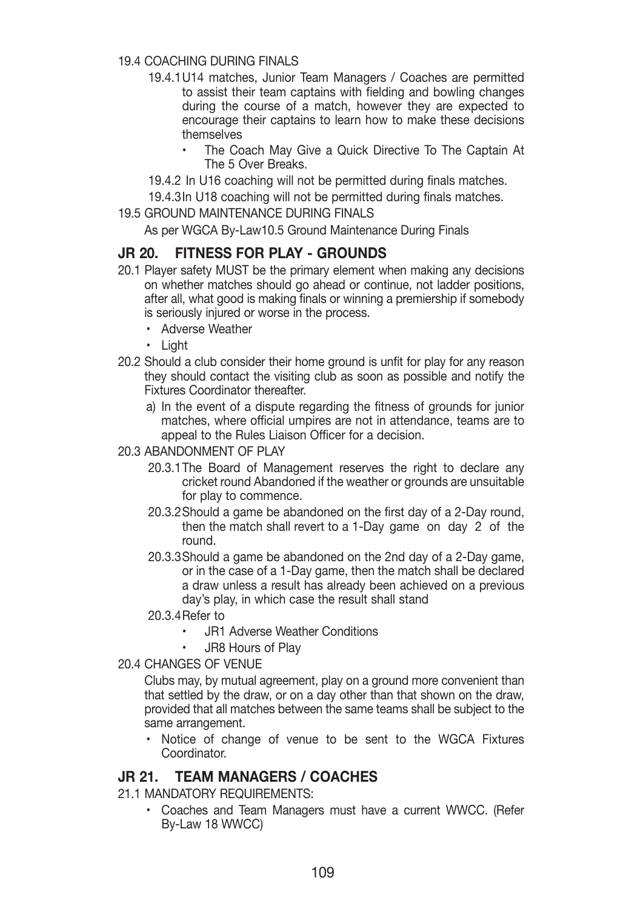19.4 COACHING DURING FINALS

19.4.1 U14 matches, Junior Team Managers / Coaches are permitted to assist their team captains with fielding and bowling changes during the course of a match, however they are expected to encourage their captains to learn how to make these decisions themselves

- The Coach May Give a Quick Directive To The Captain At The 5 Over Breaks.

19.4.2 In U16 coaching will not be permitted during finals matches.

19.4.3 In U18 coaching will not be permitted during finals matches.

19.5 GROUND MAINTENANCE DURING FINALS

As per WGCA By-Law10.5 Ground Maintenance During Finals

## JR 20. FITNESS FOR PLAY - GROUNDS

20.1 Player safety MUST be the primary element when making any decisions on whether matches should go ahead or continue, not ladder positions, after all, what good is making finals or winning a premiership if somebody is seriously injured or worse in the process.

- Adverse Weather
- Light

20.2 Should a club consider their home ground is unfit for play for any reason they should contact the visiting club as soon as possible and notify the Fixtures Coordinator thereafter.

a) In the event of a dispute regarding the fitness of grounds for junior matches, where official umpires are not in attendance, teams are to appeal to the Rules Liaison Officer for a decision.

20.3 ABANDONMENT OF PLAY

20.3.1 The Board of Management reserves the right to declare any cricket round Abandoned if the weather or grounds are unsuitable for play to commence.

20.3.2 Should a game be abandoned on the first day of a 2-Day round, then the match shall revert to a 1-Day game on day 2 of the round.

20.3.3 Should a game be abandoned on the 2nd day of a 2-Day game, or in the case of a 1-Day game, then the match shall be declared a draw unless a result has already been achieved on a previous day's play, in which case the result shall stand

20.3.4 Refer to

- JR1 Adverse Weather Conditions
- JR8 Hours of Play

20.4 CHANGES OF VENUE

Clubs may, by mutual agreement, play on a ground more convenient than that settled by the draw, or on a day other than that shown on the draw, provided that all matches between the same teams shall be subject to the same arrangement.

- Notice of change of venue to be sent to the WGCA Fixtures Coordinator.

## JR 21. TEAM MANAGERS / COACHES

21.1 MANDATORY REQUIREMENTS:

- Coaches and Team Managers must have a current WWCC. (Refer By-Law 18 WWCC)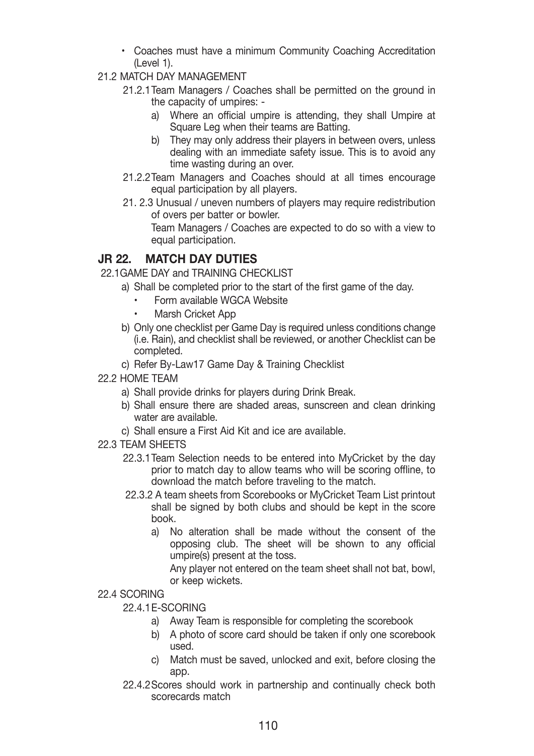- Coaches must have a minimum Community Coaching Accreditation (Level 1).

21.2 MATCH DAY MANAGEMENT

21.2.1 Team Managers / Coaches shall be permitted on the ground in the capacity of umpires: -

a) Where an official umpire is attending, they shall Umpire at Square Leg when their teams are Batting.

b) They may only address their players in between overs, unless dealing with an immediate safety issue. This is to avoid any time wasting during an over.

21.2.2 Team Managers and Coaches should at all times encourage equal participation by all players.

21. 2.3 Unusual / uneven numbers of players may require redistribution of overs per batter or bowler.

Team Managers / Coaches are expected to do so with a view to equal participation.

## JR 22. MATCH DAY DUTIES

22.1 GAME DAY and TRAINING CHECKLIST

a) Shall be completed prior to the start of the first game of the day.
   - Form available WGCA Website
   - Marsh Cricket App

b) Only one checklist per Game Day is required unless conditions change (i.e. Rain), and checklist shall be reviewed, or another Checklist can be completed.

c) Refer By-Law17 Game Day & Training Checklist

22.2 HOME TEAM

a) Shall provide drinks for players during Drink Break.

b) Shall ensure there are shaded areas, sunscreen and clean drinking water are available.

c) Shall ensure a First Aid Kit and ice are available.

22.3 TEAM SHEETS

22.3.1 Team Selection needs to be entered into MyCricket by the day prior to match day to allow teams who will be scoring offline, to download the match before traveling to the match.

22.3.2 A team sheets from Scorebooks or MyCricket Team List printout shall be signed by both clubs and should be kept in the score book.

a) No alteration shall be made without the consent of the opposing club. The sheet will be shown to any official umpire(s) present at the toss.

Any player not entered on the team sheet shall not bat, bowl, or keep wickets.

22.4 SCORING

22.4.1 E-SCORING

a) Away Team is responsible for completing the scorebook

b) A photo of score card should be taken if only one scorebook used.

c) Match must be saved, unlocked and exit, before closing the app.

22.4.2 Scores should work in partnership and continually check both scorecards match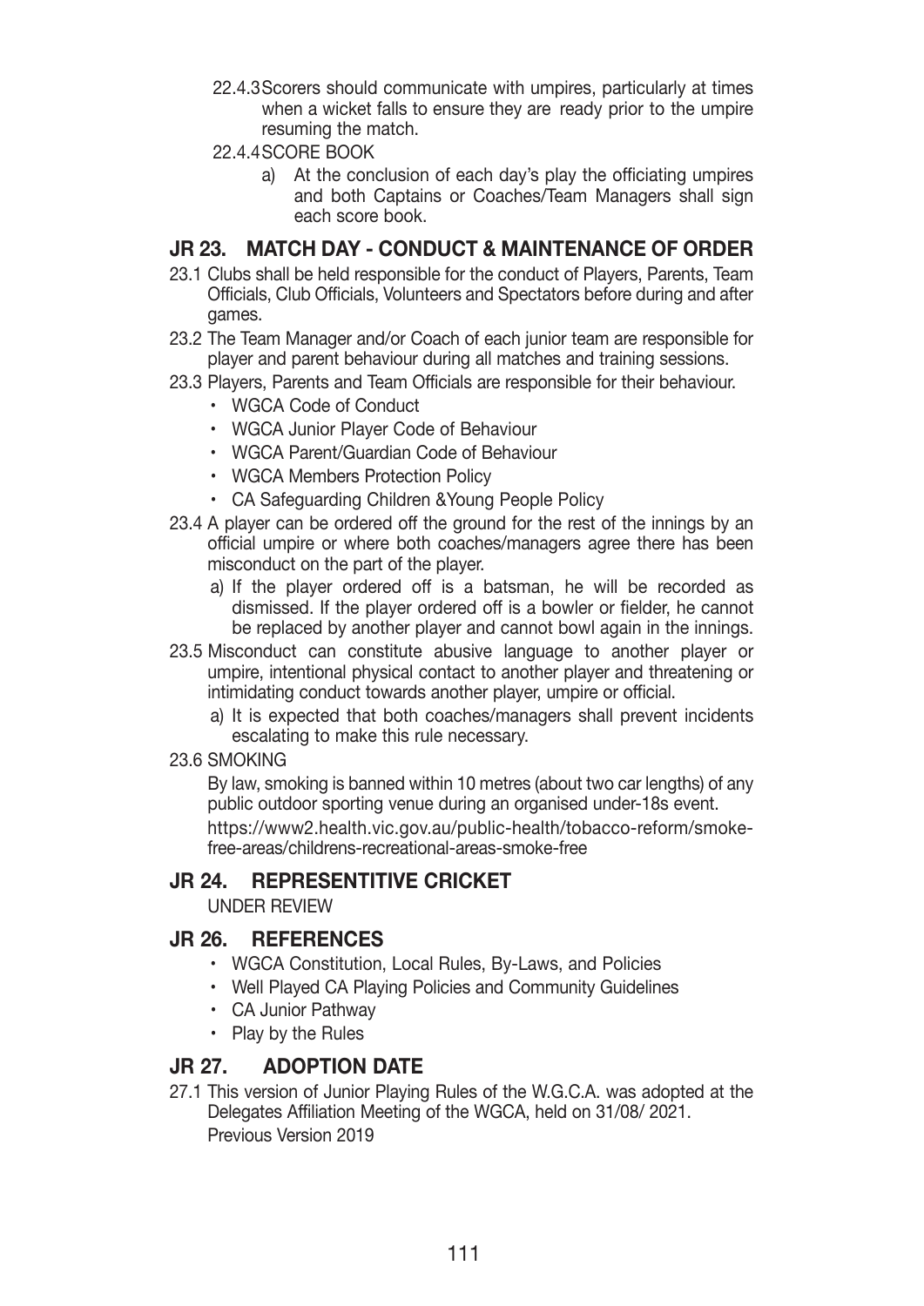22.4.3 Scorers should communicate with umpires, particularly at times when a wicket falls to ensure they are ready prior to the umpire resuming the match.

22.4.4 SCORE BOOK

a) At the conclusion of each day's play the officiating umpires and both Captains or Coaches/Team Managers shall sign each score book.

## JR 23. MATCH DAY - CONDUCT & MAINTENANCE OF ORDER

23.1 Clubs shall be held responsible for the conduct of Players, Parents, Team Officials, Club Officials, Volunteers and Spectators before during and after games.

23.2 The Team Manager and/or Coach of each junior team are responsible for player and parent behaviour during all matches and training sessions.

23.3 Players, Parents and Team Officials are responsible for their behaviour.

- WGCA Code of Conduct
- WGCA Junior Player Code of Behaviour
- WGCA Parent/Guardian Code of Behaviour
- WGCA Members Protection Policy
- CA Safeguarding Children &Young People Policy

23.4 A player can be ordered off the ground for the rest of the innings by an official umpire or where both coaches/managers agree there has been misconduct on the part of the player.

a) If the player ordered off is a batsman, he will be recorded as dismissed. If the player ordered off is a bowler or fielder, he cannot be replaced by another player and cannot bowl again in the innings.

23.5 Misconduct can constitute abusive language to another player or umpire, intentional physical contact to another player and threatening or intimidating conduct towards another player, umpire or official.

a) It is expected that both coaches/managers shall prevent incidents escalating to make this rule necessary.

23.6 SMOKING

By law, smoking is banned within 10 metres (about two car lengths) of any public outdoor sporting venue during an organised under-18s event.

https://www2.health.vic.gov.au/public-health/tobacco-reform/smoke-free-areas/childrens-recreational-areas-smoke-free

## JR 24. REPRESENTITIVE CRICKET

UNDER REVIEW

## JR 26. REFERENCES

- WGCA Constitution, Local Rules, By-Laws, and Policies
- Well Played CA Playing Policies and Community Guidelines
- CA Junior Pathway
- Play by the Rules

## JR 27. ADOPTION DATE

27.1 This version of Junior Playing Rules of the W.G.C.A. was adopted at the Delegates Affiliation Meeting of the WGCA, held on 31/08/ 2021.

Previous Version 2019